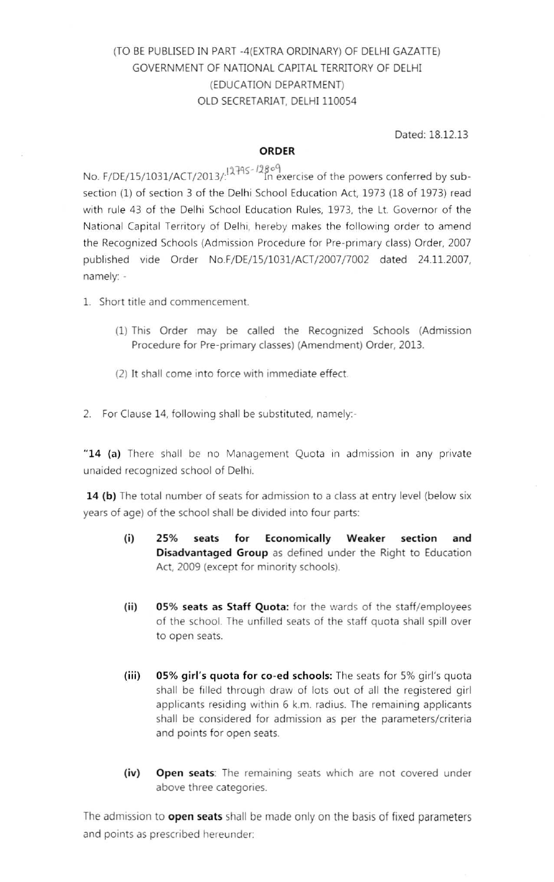(TO BE PUBLISED IN PART -4(EXTRA ORDINARY) OF DELHI GAZETTE)
GOVERNMENT OF NATIONAL CAPITAL TERRITORY OF DELHI
(EDUCATION DEPARTMENT)
OLD SECRETARIAT, DELHI 110054

Dated: 18.12.13

## ORDER

No. F/DE/15/1031/ACT/2013/:12795-12809 In exercise of the powers conferred by sub-section (1) of section 3 of the Delhi School Education Act, 1973 (18 of 1973) read with rule 43 of the Delhi School Education Rules, 1973, the Lt. Governor of the National Capital Territory of Delhi, hereby makes the following order to amend the Recognized Schools (Admission Procedure for Pre-primary class) Order, 2007 published vide Order No.F/DE/15/1031/ACT/2007/7002 dated 24.11.2007, namely: -

1. Short title and commencement.

   (1) This Order may be called the Recognized Schools (Admission Procedure for Pre-primary classes) (Amendment) Order, 2013.

   (2) It shall come into force with immediate effect.

2. For Clause 14, following shall be substituted, namely:-

"**14 (a)** There shall be no Management Quota in admission in any private unaided recognized school of Delhi.

**14 (b)** The total number of seats for admission to a class at entry level (below six years of age) of the school shall be divided into four parts:

(i) **25% seats for Economically Weaker section and Disadvantaged Group** as defined under the Right to Education Act, 2009 (except for minority schools).

(ii) **05% seats as Staff Quota:** for the wards of the staff/employees of the school. The unfilled seats of the staff quota shall spill over to open seats.

(iii) **05% girl's quota for co-ed schools:** The seats for 5% girl's quota shall be filled through draw of lots out of all the registered girl applicants residing within 6 k.m. radius. The remaining applicants shall be considered for admission as per the parameters/criteria and points for open seats.

(iv) **Open seats**: The remaining seats which are not covered under above three categories.

The admission to **open seats** shall be made only on the basis of fixed parameters and points as prescribed hereunder: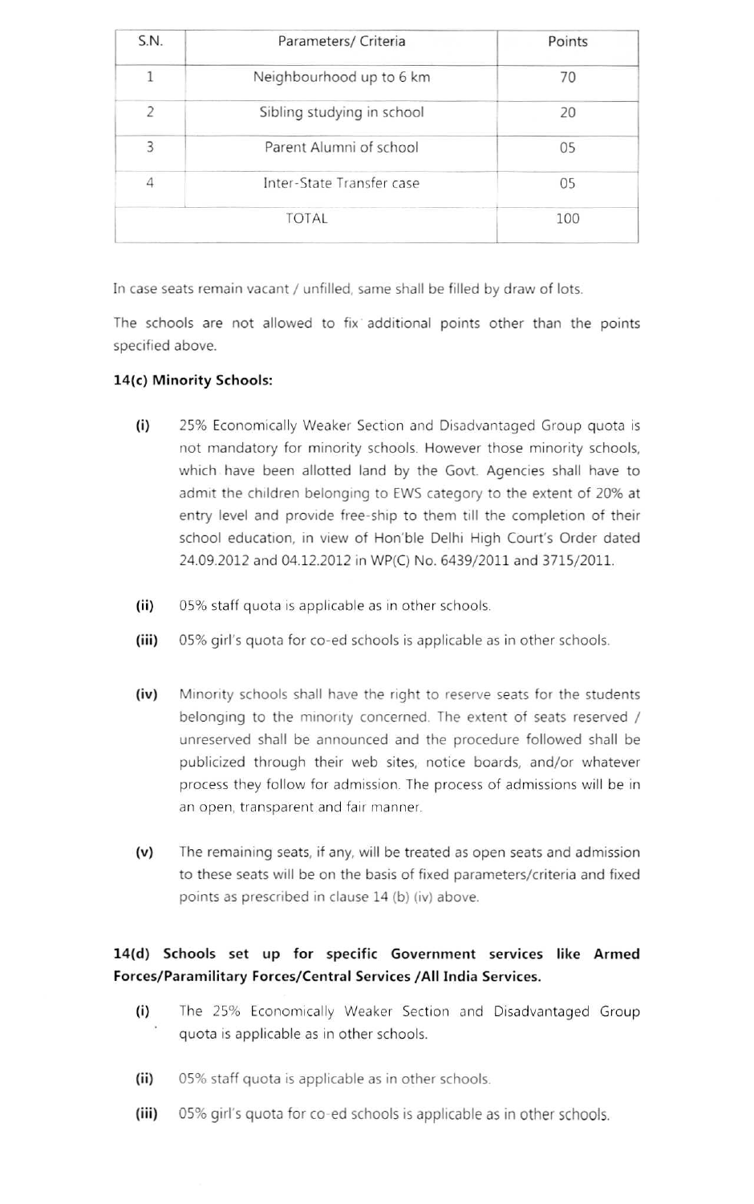| S.N. | Parameters/ Criteria | Points |
|---|---|---|
| 1 | Neighbourhood up to 6 km | 70 |
| 2 | Sibling studying in school | 20 |
| 3 | Parent Alumni of school | 05 |
| 4 | Inter-State Transfer case | 05 |
| TOTAL | | 100 |

In case seats remain vacant / unfilled, same shall be filled by draw of lots.

The schools are not allowed to fix additional points other than the points specified above.

**14(c) Minority Schools:**

**(i)** 25% Economically Weaker Section and Disadvantaged Group quota is not mandatory for minority schools. However those minority schools, which have been allotted land by the Govt. Agencies shall have to admit the children belonging to EWS category to the extent of 20% at entry level and provide free-ship to them till the completion of their school education, in view of Hon'ble Delhi High Court's Order dated 24.09.2012 and 04.12.2012 in WP(C) No. 6439/2011 and 3715/2011.

**(ii)** 05% staff quota is applicable as in other schools.

**(iii)** 05% girl's quota for co-ed schools is applicable as in other schools.

**(iv)** Minority schools shall have the right to reserve seats for the students belonging to the minority concerned. The extent of seats reserved / unreserved shall be announced and the procedure followed shall be publicized through their web sites, notice boards, and/or whatever process they follow for admission. The process of admissions will be in an open, transparent and fair manner.

**(v)** The remaining seats, if any, will be treated as open seats and admission to these seats will be on the basis of fixed parameters/criteria and fixed points as prescribed in clause 14 (b) (iv) above.

**14(d) Schools set up for specific Government services like Armed Forces/Paramilitary Forces/Central Services /All India Services.**

**(i)** The 25% Economically Weaker Section and Disadvantaged Group quota is applicable as in other schools.

**(ii)** 05% staff quota is applicable as in other schools.

**(iii)** 05% girl's quota for co-ed schools is applicable as in other schools.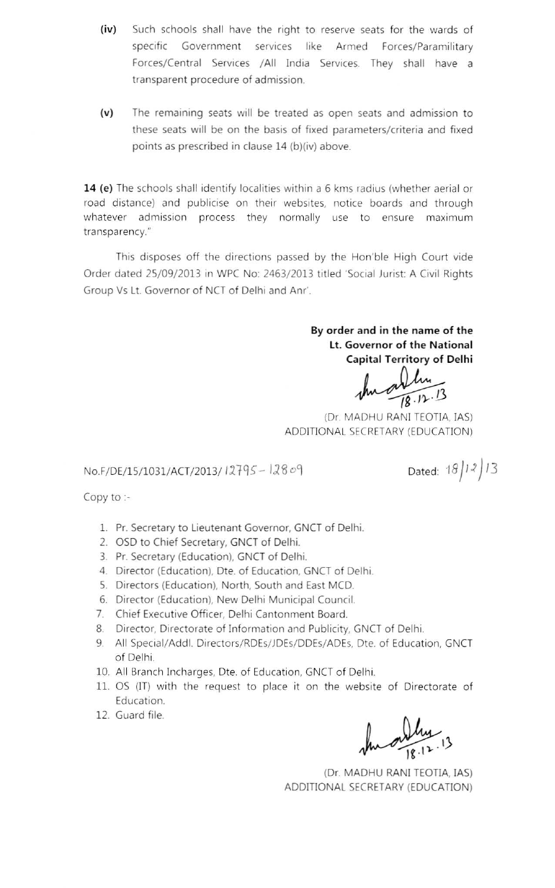(iv) Such schools shall have the right to reserve seats for the wards of specific Government services like Armed Forces/Paramilitary Forces/Central Services /All India Services. They shall have a transparent procedure of admission.

(v) The remaining seats will be treated as open seats and admission to these seats will be on the basis of fixed parameters/criteria and fixed points as prescribed in clause 14 (b)(iv) above.

**14 (e)** The schools shall identify localities within a 6 kms radius (whether aerial or road distance) and publicise on their websites, notice boards and through whatever admission process they normally use to ensure maximum transparency."

This disposes off the directions passed by the Hon'ble High Court vide Order dated 25/09/2013 in WPC No: 2463/2013 titled 'Social Jurist: A Civil Rights Group Vs Lt. Governor of NCT of Delhi and Anr'.

**By order and in the name of the Lt. Governor of the National Capital Territory of Delhi**

18.12.13

(Dr. MADHU RANI TEOTIA, IAS)
ADDITIONAL SECRETARY (EDUCATION)

No.F/DE/15/1031/ACT/2013/ 12795 - 12809

Dated: 18/12/13

Copy to :-

1. Pr. Secretary to Lieutenant Governor, GNCT of Delhi.
2. OSD to Chief Secretary, GNCT of Delhi.
3. Pr. Secretary (Education), GNCT of Delhi.
4. Director (Education), Dte. of Education, GNCT of Delhi.
5. Directors (Education), North, South and East MCD.
6. Director (Education), New Delhi Municipal Council.
7. Chief Executive Officer, Delhi Cantonment Board.
8. Director, Directorate of Information and Publicity, GNCT of Delhi.
9. All Special/Addl. Directors/RDEs/JDEs/DDEs/ADEs, Dte. of Education, GNCT of Delhi.
10. All Branch Incharges, Dte. of Education, GNCT of Delhi.
11. OS (IT) with the request to place it on the website of Directorate of Education.
12. Guard file.

18.12.13

(Dr. MADHU RANI TEOTIA, IAS)
ADDITIONAL SECRETARY (EDUCATION)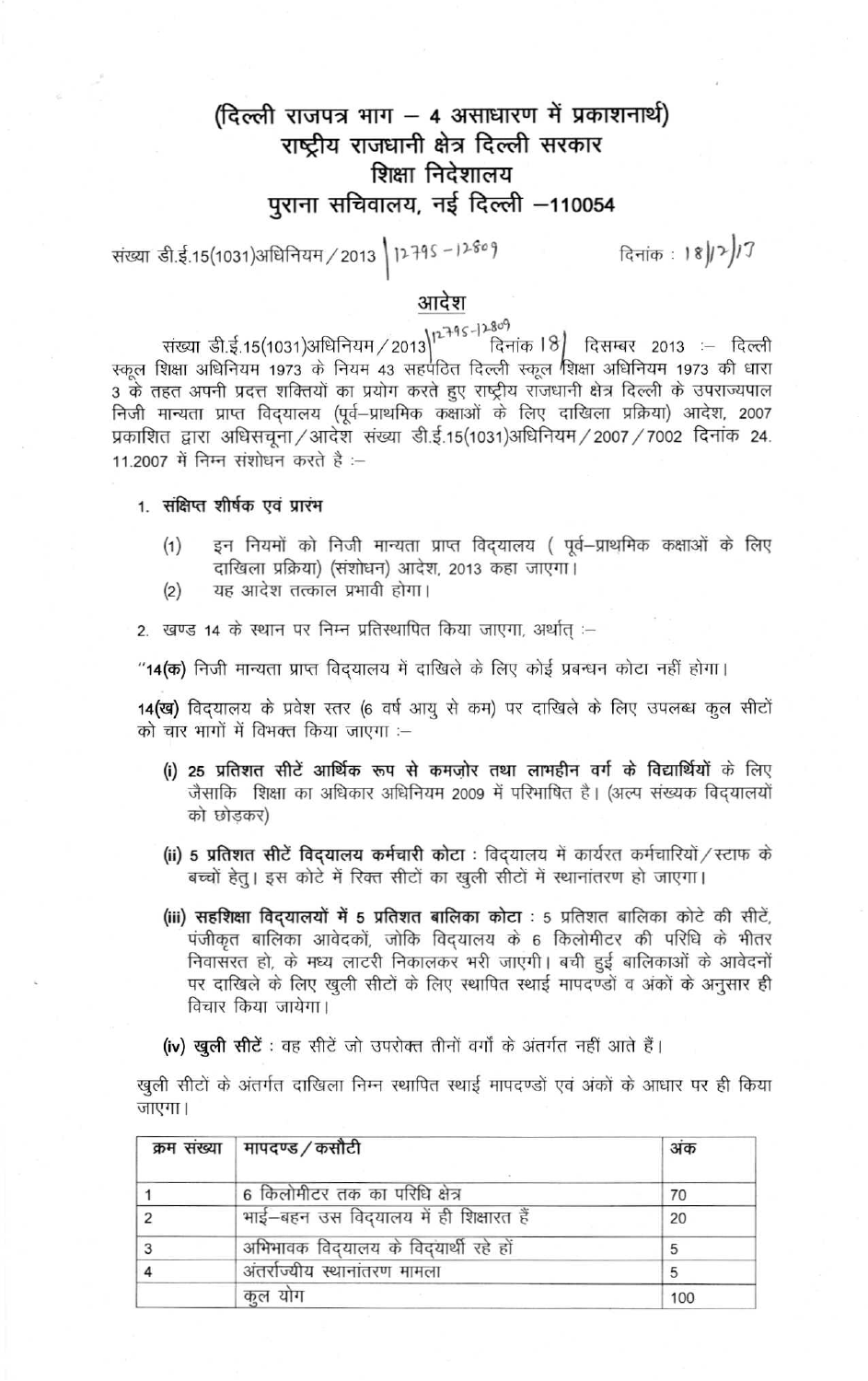# (दिल्ली राजपत्र भाग – 4 असाधारण में प्रकाशनार्थ)
# राष्ट्रीय राजधानी क्षेत्र दिल्ली सरकार
# शिक्षा निदेशालय
# पुराना सचिवालय, नई दिल्ली –110054

संख्या डी.ई.15(1031)अधिनियम/2013 | 12795-12809 &nbsp;&nbsp;&nbsp;&nbsp;&nbsp;&nbsp;&nbsp;&nbsp; दिनांक : 18/12/13

## आदेश

संख्या डी.ई.15(1031)अधिनियम/2013|12795-12809 दिनांक 18 दिसम्बर 2013 :– दिल्ली स्कूल शिक्षा अधिनियम 1973 के नियम 43 सहपठित दिल्ली स्कूल शिक्षा अधिनियम 1973 की धारा 3 के तहत अपनी प्रदत्त शक्तियों का प्रयोग करते हुए राष्ट्रीय राजधानी क्षेत्र दिल्ली के उपराज्यपाल निजी मान्यता प्राप्त विद्यालय (पूर्व–प्राथमिक कक्षाओं के लिए दाखिला प्रक्रिया) आदेश, 2007 प्रकाशित द्वारा अधिसूचना/आदेश संख्या डी.ई.15(1031)अधिनियम/2007/7002 दिनांक 24.11.2007 में निम्न संशोधन करते है :–

1. **संक्षिप्त शीर्षक एवं प्रारंभ**

   (1) इन नियमों को निजी मान्यता प्राप्त विद्यालय ( पूर्व–प्राथमिक कक्षाओं के लिए दाखिला प्रक्रिया) (संशोधन) आदेश, 2013 कहा जाएगा।

   (2) यह आदेश तत्काल प्रभावी होगा।

2. खण्ड 14 के स्थान पर निम्न प्रतिस्थापित किया जाएगा, अर्थात् :–

"**14(क)** निजी मान्यता प्राप्त विद्यालय में दाखिले के लिए कोई प्रबन्धन कोटा नहीं होगा।

**14(ख)** विद्यालय के प्रवेश स्तर (6 वर्ष आयु से कम) पर दाखिले के लिए उपलब्ध कुल सीटों को चार भागों में विभक्त किया जाएगा :–

- **(i) 25 प्रतिशत सीटें आर्थिक रूप से कमजोर तथा लाभहीन वर्ग के विद्यार्थियों** के लिए जैसाकि शिक्षा का अधिकार अधिनियम 2009 में परिभाषित है। (अल्प संख्यक विद्यालयों को छोड़कर)

- **(ii) 5 प्रतिशत सीटें विद्यालय कर्मचारी कोटा** : विद्यालय में कार्यरत कर्मचारियों/स्टाफ के बच्चों हेतु। इस कोटे में रिक्त सीटों का खुली सीटों में स्थानांतरण हो जाएगा।

- **(iii) सहशिक्षा विद्यालयों में 5 प्रतिशत बालिका कोटा** : 5 प्रतिशत बालिका कोटे की सीटें, पंजीकृत बालिका आवेदकों, जोकि विद्यालय के 6 किलोमीटर की परिधि के भीतर निवासरत हो, के मध्य लाटरी निकालकर भरी जाएगी। बची हुई बालिकाओं के आवेदनों पर दाखिले के लिए खुली सीटों के लिए स्थापित स्थाई मापदण्डों व अंकों के अनुसार ही विचार किया जायेगा।

- **(iv) खुली सीटें** : वह सीटें जो उपरोक्त तीनों वर्गों के अंतर्गत नहीं आते हैं।

खुली सीटों के अंतर्गत दाखिला निम्न स्थापित स्थाई मापदण्डों एवं अंकों के आधार पर ही किया जाएगा।

| क्रम संख्या | मापदण्ड/कसौटी | अंक |
|---|---|---|
| 1 | 6 किलोमीटर तक का परिधि क्षेत्र | 70 |
| 2 | भाई–बहन उस विद्यालय में ही शिक्षारत हैं | 20 |
| 3 | अभिभावक विद्यालय के विद्यार्थी रहे हों | 5 |
| 4 | अंतर्राज्यीय स्थानांतरण मामला | 5 |
| | कुल योग | 100 |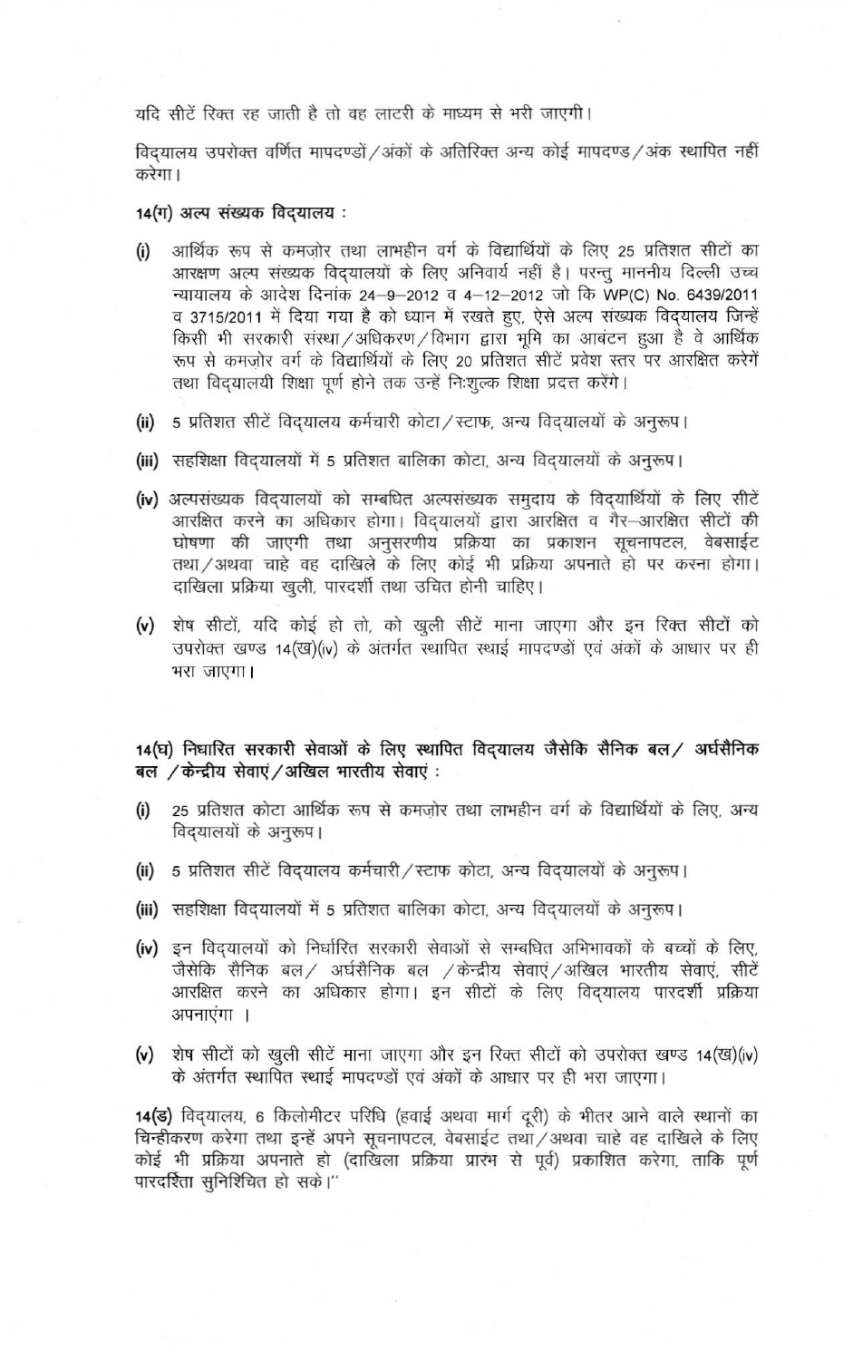यदि सीटें रिक्त रह जाती है तो वह लाटरी के माध्यम से भरी जाएगी।

विद्यालय उपरोक्त वर्णित मापदण्डों/अंकों के अतिरिक्त अन्य कोई मापदण्ड/अंक स्थापित नहीं करेगा।

**14(ग) अल्प संख्यक विद्यालय :**

(i) आर्थिक रूप से कमज़ोर तथा लाभहीन वर्ग के विद्यार्थियों के लिए 25 प्रतिशत सीटों का आरक्षण अल्प संख्यक विद्यालयों के लिए अनिवार्य नहीं है। परन्तु माननीय दिल्ली उच्च न्यायालय के आदेश दिनांक 24–9–2012 व 4–12–2012 जो कि WP(C) No. 6439/2011 व 3715/2011 में दिया गया है को ध्यान में रखते हुए, ऐसे अल्प संख्यक विद्यालय जिन्हें किसी भी सरकारी संस्था/अधिकरण/विभाग द्वारा भूमि का आबंटन हुआ है वे आर्थिक रूप से कमज़ोर वर्ग के विद्यार्थियों के लिए 20 प्रतिशत सीटें प्रवेश स्तर पर आरक्षित करेगें तथा विद्यालयी शिक्षा पूर्ण होने तक उन्हें निःशुल्क शिक्षा प्रदत्त करेंगे।

(ii) 5 प्रतिशत सीटें विद्यालय कर्मचारी कोटा/स्टाफ, अन्य विद्यालयों के अनुरूप।

(iii) सहशिक्षा विद्यालयों में 5 प्रतिशत बालिका कोटा, अन्य विद्यालयों के अनुरूप।

(iv) अल्पसंख्यक विद्यालयों को सम्बधित अल्पसंख्यक समुदाय के विद्यार्थियों के लिए सीटें आरक्षित करने का अधिकार होगा। विद्यालयों द्वारा आरक्षित व गैर–आरक्षित सीटों की घोषणा की जाएगी तथा अनुसरणीय प्रक्रिया का प्रकाशन सूचनापटल, वेबसाईट तथा/अथवा चाहे वह दाखिले के लिए कोई भी प्रक्रिया अपनाते हो पर करना होगा। दाखिला प्रक्रिया खुली, पारदर्शी तथा उचित होनी चाहिए।

(v) शेष सीटों, यदि कोई हो तो, को खुली सीटें माना जाएगा और इन रिक्त सीटों को उपरोक्त खण्ड 14(ख)(iv) के अंतर्गत स्थापित स्थाई मापदण्डों एवं अंकों के आधार पर ही भरा जाएगा।

**14(घ) निधारित सरकारी सेवाओं के लिए स्थापित विद्यालय जैसेकि सैनिक बल/ अर्धसैनिक बल /केन्द्रीय सेवाएं/अखिल भारतीय सेवाएं :**

(i) 25 प्रतिशत कोटा आर्थिक रूप से कमज़ोर तथा लाभहीन वर्ग के विद्यार्थियों के लिए, अन्य विद्यालयों के अनुरूप।

(ii) 5 प्रतिशत सीटें विद्यालय कर्मचारी/स्टाफ कोटा, अन्य विद्यालयों के अनुरूप।

(iii) सहशिक्षा विद्यालयों में 5 प्रतिशत बालिका कोटा, अन्य विद्यालयों के अनुरूप।

(iv) इन विद्यालयों को निर्धारित सरकारी सेवाओं से सम्बधित अभिभावकों के बच्चों के लिए, जैसेकि सैनिक बल/ अर्धसैनिक बल /केन्द्रीय सेवाएं/अखिल भारतीय सेवाएं, सीटें आरक्षित करने का अधिकार होगा। इन सीटों के लिए विद्यालय पारदर्शी प्रक्रिया अपनाएंगा ।

(v) शेष सीटों को खुली सीटें माना जाएगा और इन रिक्त सीटों को उपरोक्त खण्ड 14(ख)(iv) के अंतर्गत स्थापित स्थाई मापदण्डों एवं अंकों के आधार पर ही भरा जाएगा।

**14(ङ)** विद्यालय, 6 किलोमीटर परिधि (हवाई अथवा मार्ग दूरी) के भीतर आने वाले स्थानों का चिन्हीकरण करेगा तथा इन्हें अपने सूचनापटल, वेबसाईट तथा/अथवा चाहे वह दाखिले के लिए कोई भी प्रक्रिया अपनाते हो (दाखिला प्रक्रिया प्रारंभ से पूर्व) प्रकाशित करेगा, ताकि पूर्ण पारदर्शिता सुनिश्चित हो सके।"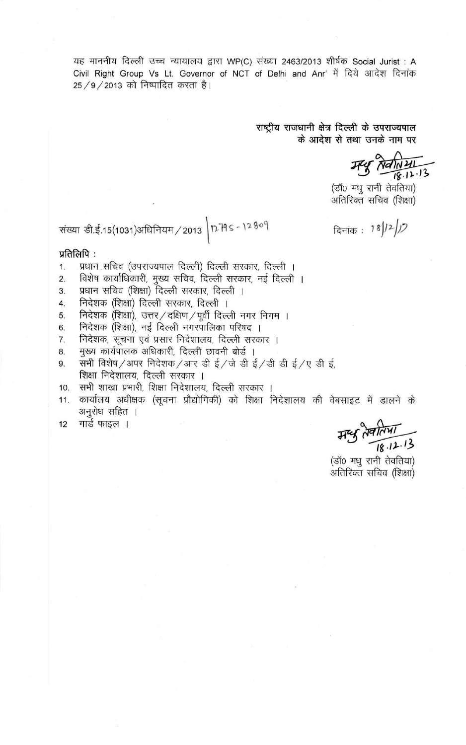यह माननीय दिल्ली उच्च न्यायालय द्वारा WP(C) संख्या 2463/2013 शीर्षक Social Jurist : A Civil Right Group Vs Lt. Governor of NCT of Delhi and Anr' में दिये आदेश दिनांक 25/9/2013 को निष्पादित करता है।

राष्ट्रीय राजधानी क्षेत्र दिल्ली के उपराज्यपाल
के आदेश से तथा उनके नाम पर

मधु तेवतिया
18.12.13

(डॉ० मधु रानी तेवतिया)
अतिरिक्त सचिव (शिक्षा)

संख्या डी.ई.15(1031)अधिनियम/2013 | 12795-12809

दिनांक : 18/12/13

**प्रतिलिपि :**

1. प्रधान सचिव (उपराज्यपाल दिल्ली) दिल्ली सरकार, दिल्ली ।
2. विशेष कार्याधिकारी, मुख्य सचिव, दिल्ली सरकार, नई दिल्ली ।
3. प्रधान सचिव (शिक्षा) दिल्ली सरकार, दिल्ली ।
4. निदेशक (शिक्षा) दिल्ली सरकार, दिल्ली ।
5. निदेशक (शिक्षा), उत्तर/दक्षिण/पूर्वी दिल्ली नगर निगम ।
6. निदेशक (शिक्षा), नई दिल्ली नगरपालिका परिषद ।
7. निदेशक, सूचना एवं प्रसार निदेशालय, दिल्ली सरकार ।
8. मुख्य कार्यपालक अधिकारी, दिल्ली छावनी बोर्ड ।
9. सभी विशेष/अपर निदेशक/आर डी ई/जे डी ई/डी डी ई/ए डी ई, शिक्षा निदेशालय, दिल्ली सरकार ।
10. सभी शाखा प्रभारी, शिक्षा निदेशालय, दिल्ली सरकार ।
11. कार्यालय अधीक्षक (सूचना प्रौद्योगिकी) को शिक्षा निदेशालय की वेबसाइट में डालने के अनुरोध सहित ।
12. गार्ड फाइल ।

मधु तेवतिया
18.12.13

(डॉ० मधु रानी तेवतिया)
अतिरिक्त सचिव (शिक्षा)